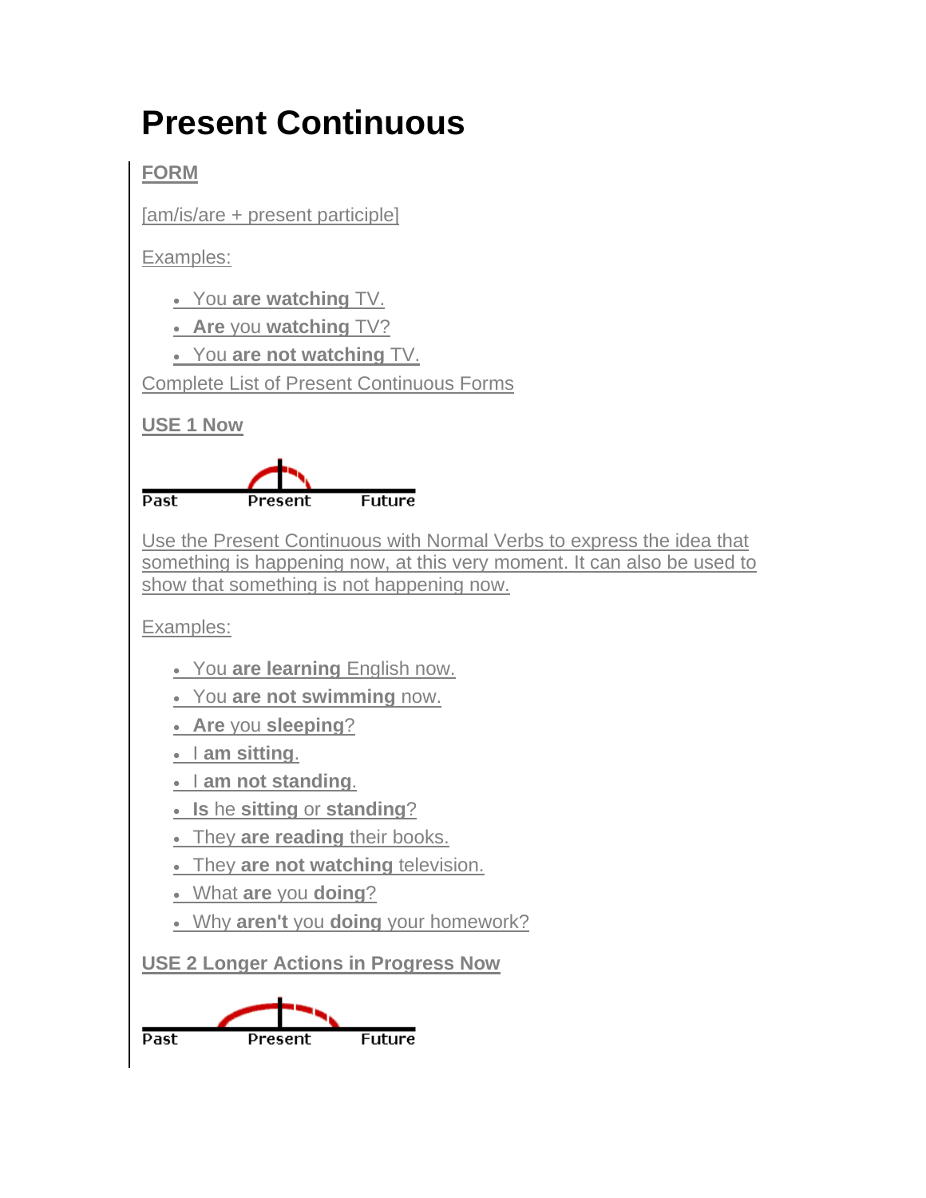# Present Continuous

**FORM**

[am/is/are + present participle]

Examples:

- You **are watching** TV.
- **Are** you **watching** TV?
- You **are not watching** TV.

Complete List of Present Continuous Forms

**USE 1 Now**

Past Present Future

Use the Present Continuous with Normal Verbs to express the idea that something is happening now, at this very moment. It can also be used to show that something is not happening now.

Examples:

- You **are learning** English now.
- You **are not swimming** now.
- **Are** you **sleeping**?
- I **am sitting**.
- I **am not standing**.
- **Is** he **sitting** or **standing**?
- They **are reading** their books.
- They **are not watching** television.
- What **are** you **doing**?
- Why **aren't** you **doing** your homework?

**USE 2 Longer Actions in Progress Now**

Past Present Future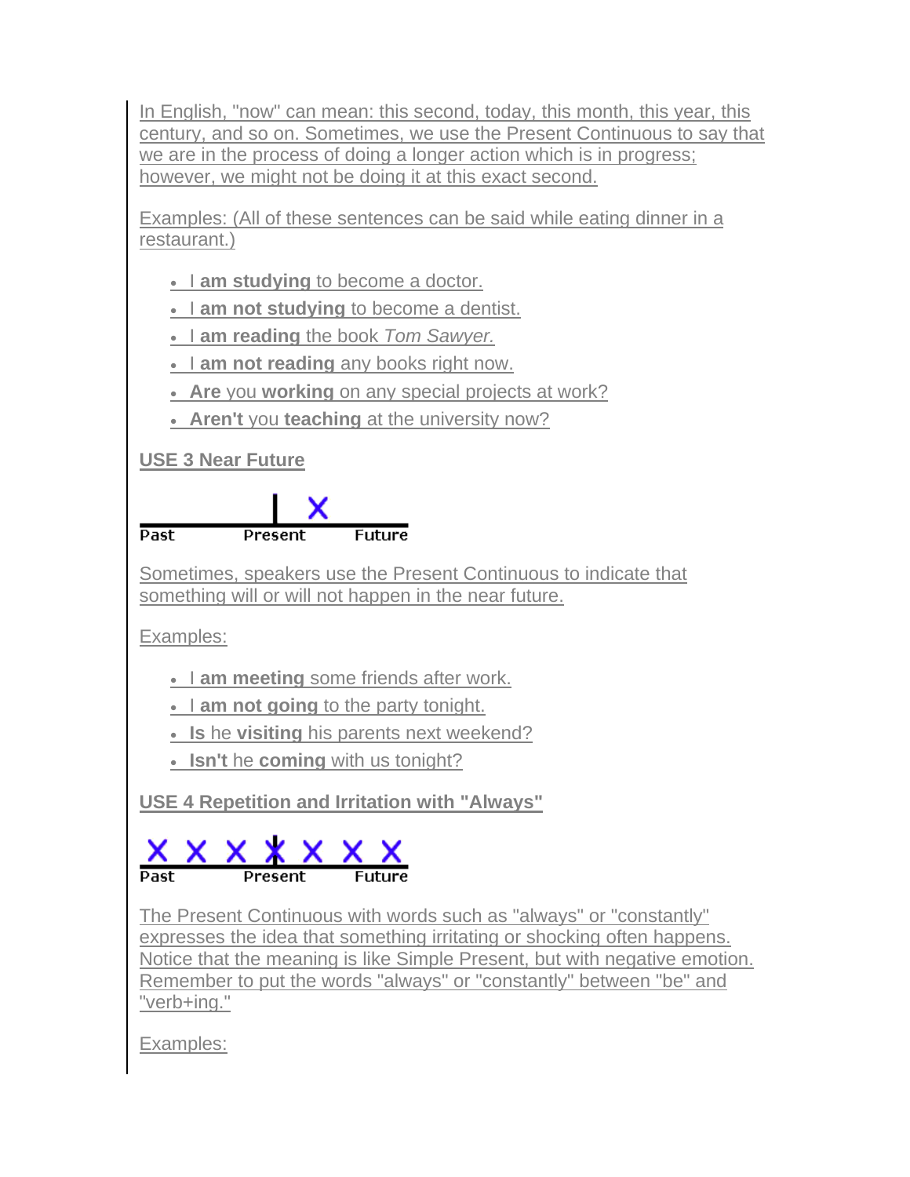In English, "now" can mean: this second, today, this month, this year, this century, and so on. Sometimes, we use the Present Continuous to say that we are in the process of doing a longer action which is in progress; however, we might not be doing it at this exact second.

Examples: (All of these sentences can be said while eating dinner in a restaurant.)

- I **am studying** to become a doctor.
- I **am not studying** to become a dentist.
- I **am reading** the book *Tom Sawyer.*
- I **am not reading** any books right now.
- **Are** you **working** on any special projects at work?
- **Aren't** you **teaching** at the university now?

**USE 3 Near Future**

Past Present Future

Sometimes, speakers use the Present Continuous to indicate that something will or will not happen in the near future.

Examples:

- I **am meeting** some friends after work.
- I **am not going** to the party tonight.
- **Is** he **visiting** his parents next weekend?
- **Isn't** he **coming** with us tonight?

**USE 4 Repetition and Irritation with "Always"**

Past Present Future

The Present Continuous with words such as "always" or "constantly" expresses the idea that something irritating or shocking often happens. Notice that the meaning is like Simple Present, but with negative emotion. Remember to put the words "always" or "constantly" between "be" and "verb+ing."

Examples: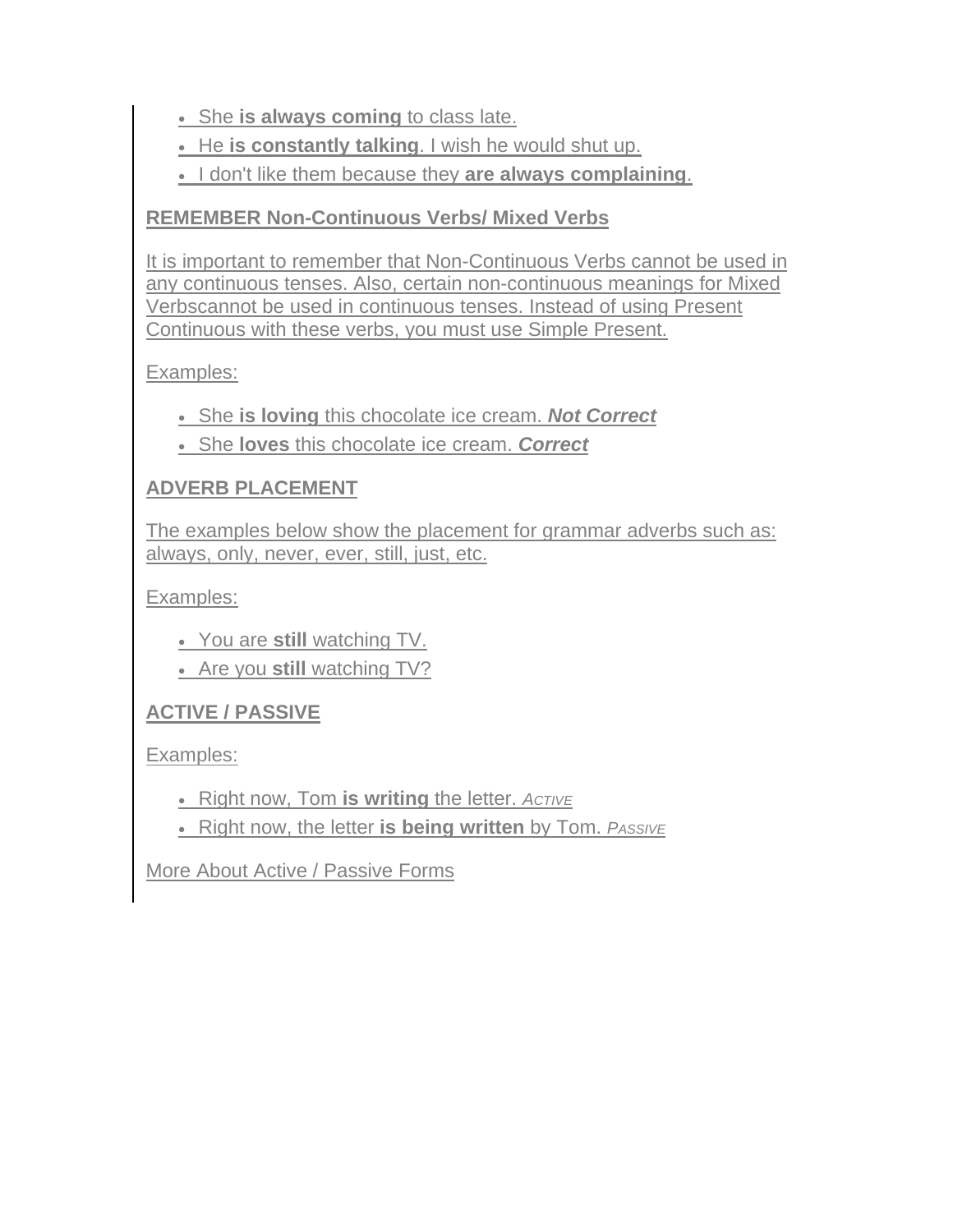- She **is always coming** to class late.
- He **is constantly talking**. I wish he would shut up.
- I don't like them because they **are always complaining**.

**REMEMBER Non-Continuous Verbs/ Mixed Verbs**

It is important to remember that Non-Continuous Verbs cannot be used in any continuous tenses. Also, certain non-continuous meanings for Mixed Verbscannot be used in continuous tenses. Instead of using Present Continuous with these verbs, you must use Simple Present.

Examples:

- She **is loving** this chocolate ice cream. ***Not Correct***
- She **loves** this chocolate ice cream. ***Correct***

**ADVERB PLACEMENT**

The examples below show the placement for grammar adverbs such as: always, only, never, ever, still, just, etc.

Examples:

- You are **still** watching TV.
- Are you **still** watching TV?

**ACTIVE / PASSIVE**

Examples:

- Right now, Tom **is writing** the letter. *ACTIVE*
- Right now, the letter **is being written** by Tom. *PASSIVE*

More About Active / Passive Forms